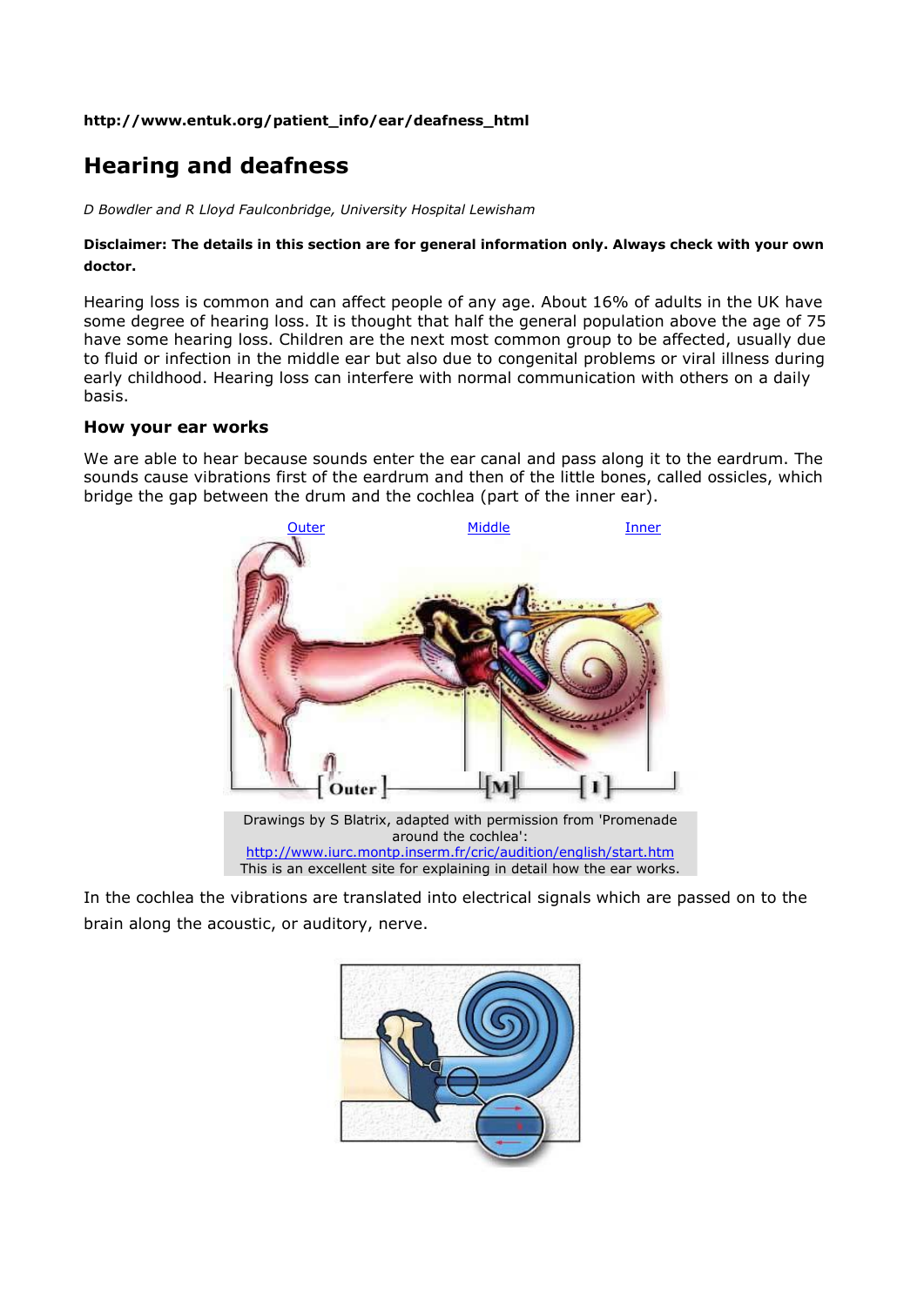http://www.entuk.org/patient_info/ear/deafness_html

# Hearing and deafness

*D Bowdler and R Lloyd Faulconbridge, University Hospital Lewisham*

**Disclaimer: The details in this section are for general information only. Always check with your own doctor.**

Hearing loss is common and can affect people of any age. About 16% of adults in the UK have some degree of hearing loss. It is thought that half the general population above the age of 75 have some hearing loss. Children are the next most common group to be affected, usually due to fluid or infection in the middle ear but also due to congenital problems or viral illness during early childhood. Hearing loss can interfere with normal communication with others on a daily basis.

## How your ear works

We are able to hear because sounds enter the ear canal and pass along it to the eardrum. The sounds cause vibrations first of the eardrum and then of the little bones, called ossicles, which bridge the gap between the drum and the cochlea (part of the inner ear).

Outer Middle Inner

Drawings by S Blatrix, adapted with permission from 'Promenade around the cochlea':
http://www.iurc.montp.inserm.fr/cric/audition/english/start.htm
This is an excellent site for explaining in detail how the ear works.

In the cochlea the vibrations are translated into electrical signals which are passed on to the brain along the acoustic, or auditory, nerve.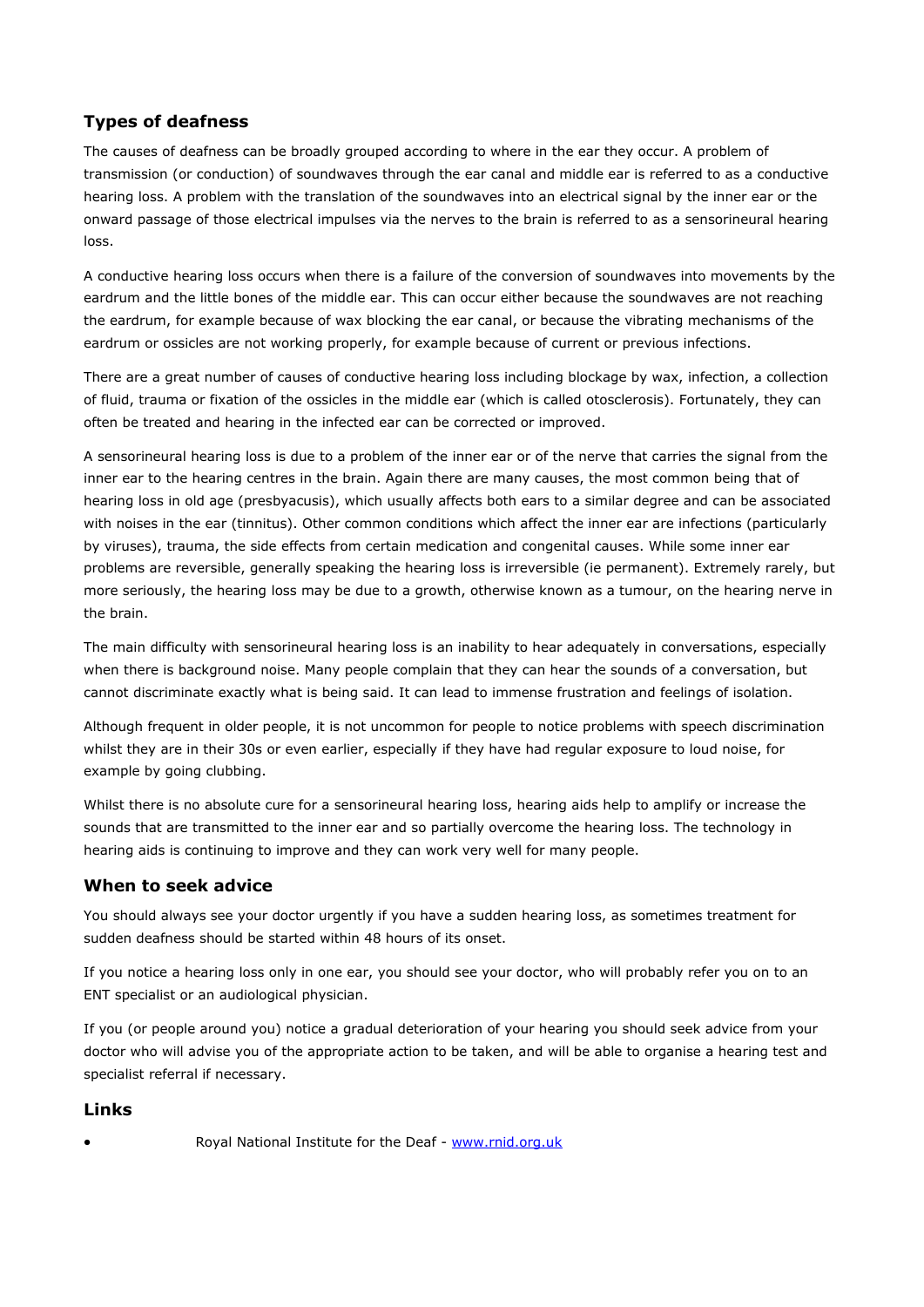## Types of deafness

The causes of deafness can be broadly grouped according to where in the ear they occur. A problem of transmission (or conduction) of soundwaves through the ear canal and middle ear is referred to as a conductive hearing loss. A problem with the translation of the soundwaves into an electrical signal by the inner ear or the onward passage of those electrical impulses via the nerves to the brain is referred to as a sensorineural hearing loss.

A conductive hearing loss occurs when there is a failure of the conversion of soundwaves into movements by the eardrum and the little bones of the middle ear. This can occur either because the soundwaves are not reaching the eardrum, for example because of wax blocking the ear canal, or because the vibrating mechanisms of the eardrum or ossicles are not working properly, for example because of current or previous infections.

There are a great number of causes of conductive hearing loss including blockage by wax, infection, a collection of fluid, trauma or fixation of the ossicles in the middle ear (which is called otosclerosis). Fortunately, they can often be treated and hearing in the infected ear can be corrected or improved.

A sensorineural hearing loss is due to a problem of the inner ear or of the nerve that carries the signal from the inner ear to the hearing centres in the brain. Again there are many causes, the most common being that of hearing loss in old age (presbyacusis), which usually affects both ears to a similar degree and can be associated with noises in the ear (tinnitus). Other common conditions which affect the inner ear are infections (particularly by viruses), trauma, the side effects from certain medication and congenital causes. While some inner ear problems are reversible, generally speaking the hearing loss is irreversible (ie permanent). Extremely rarely, but more seriously, the hearing loss may be due to a growth, otherwise known as a tumour, on the hearing nerve in the brain.

The main difficulty with sensorineural hearing loss is an inability to hear adequately in conversations, especially when there is background noise. Many people complain that they can hear the sounds of a conversation, but cannot discriminate exactly what is being said. It can lead to immense frustration and feelings of isolation.

Although frequent in older people, it is not uncommon for people to notice problems with speech discrimination whilst they are in their 30s or even earlier, especially if they have had regular exposure to loud noise, for example by going clubbing.

Whilst there is no absolute cure for a sensorineural hearing loss, hearing aids help to amplify or increase the sounds that are transmitted to the inner ear and so partially overcome the hearing loss. The technology in hearing aids is continuing to improve and they can work very well for many people.

## When to seek advice

You should always see your doctor urgently if you have a sudden hearing loss, as sometimes treatment for sudden deafness should be started within 48 hours of its onset.

If you notice a hearing loss only in one ear, you should see your doctor, who will probably refer you on to an ENT specialist or an audiological physician.

If you (or people around you) notice a gradual deterioration of your hearing you should seek advice from your doctor who will advise you of the appropriate action to be taken, and will be able to organise a hearing test and specialist referral if necessary.

## Links

- Royal National Institute for the Deaf - [www.rnid.org.uk](http://www.rnid.org.uk)